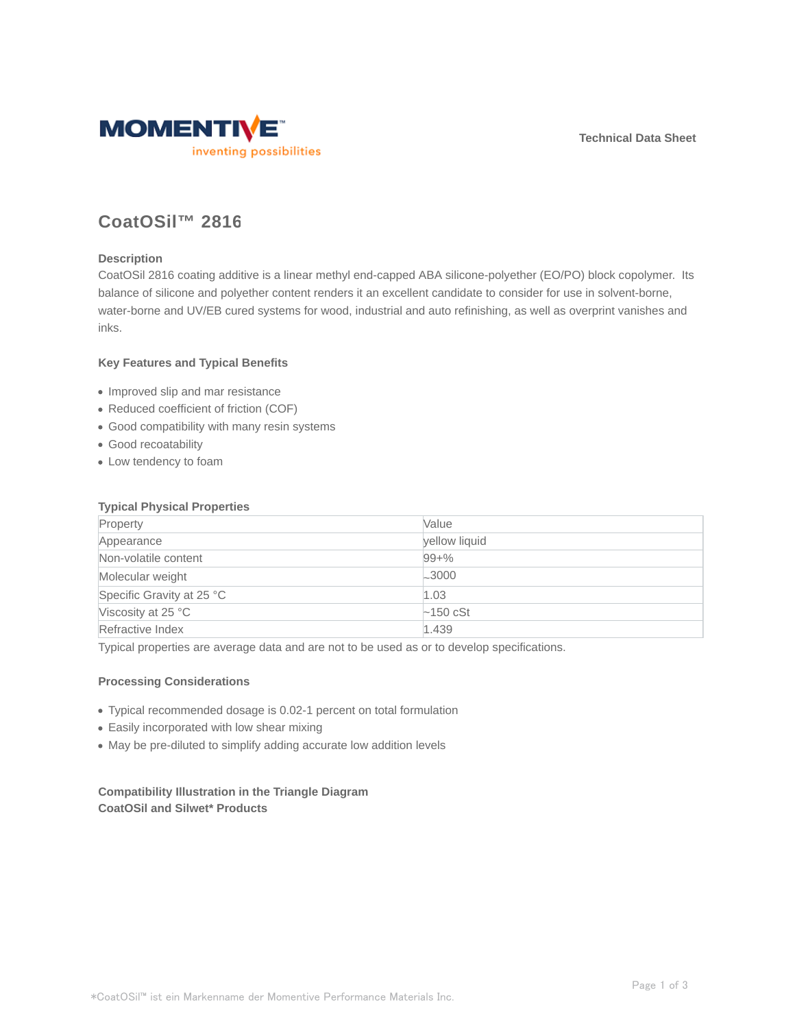MOMENTIVE
inventing possibilities

Technical Data Sheet

# CoatOSil™ 2816

### Description

CoatOSil 2816 coating additive is a linear methyl end-capped ABA silicone-polyether (EO/PO) block copolymer. Its balance of silicone and polyether content renders it an excellent candidate to consider for use in solvent-borne, water-borne and UV/EB cured systems for wood, industrial and auto refinishing, as well as overprint vanishes and inks.

### Key Features and Typical Benefits

- Improved slip and mar resistance
- Reduced coefficient of friction (COF)
- Good compatibility with many resin systems
- Good recoatability
- Low tendency to foam

### Typical Physical Properties

| Property | Value |
|---|---|
| Appearance | yellow liquid |
| Non-volatile content | 99+% |
| Molecular weight | ~3000 |
| Specific Gravity at 25 °C | 1.03 |
| Viscosity at 25 °C | ~150 cSt |
| Refractive Index | 1.439 |

Typical properties are average data and are not to be used as or to develop specifications.

### Processing Considerations

- Typical recommended dosage is 0.02-1 percent on total formulation
- Easily incorporated with low shear mixing
- May be pre-diluted to simplify adding accurate low addition levels

### Compatibility Illustration in the Triangle Diagram
### CoatOSil and Silwet* Products

*CoatOSil™ ist ein Markenname der Momentive Performance Materials Inc.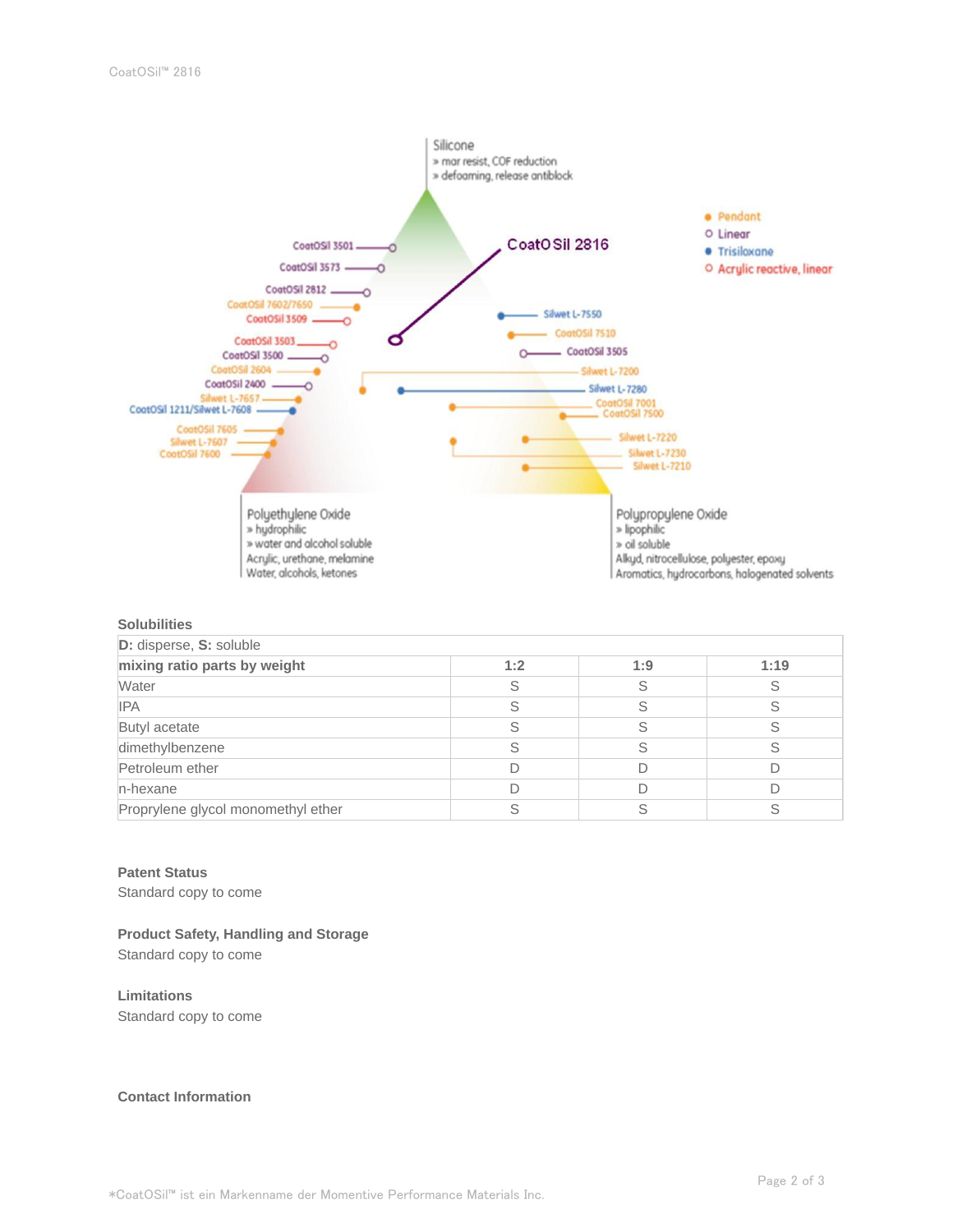Silicone
» mar resist, COF reduction
» defoaming, release antiblock

CoatOSil 2816

- Pendant
- Linear
- Trisiloxane
- Acrylic reactive, linear

CoatOSil 3501
CoatOSil 3573
CoatOSil 2812
CoatOSil 7602/7650
CoatOSil 3509
CoatOSil 3503
CoatOSil 3500
CoatOSil 2604
CoatOSil 2400
Silwet L-7657
CoatOSil 1211/Silwet L-7608
CoatOSil 7605
Silwet L-7607
CoatOSil 7600

Silwet L-7550
CoatOSil 7510
CoatOSil 3505
Silwet L-7200
Silwet L-7280
CoatOSil 7001
CoatOSil 7500
Silwet L-7220
Silwet L-7230
Silwet L-7210

Polyethylene Oxide
» hydrophilic
» water and alcohol soluble
Acrylic, urethane, melamine
Water, alcohols, ketones

Polypropylene Oxide
» lipophilic
» oil soluble
Alkyd, nitrocellulose, polyester, epoxy
Aromatics, hydrocarbons, halogenated solvents

## Solubilities

| D: disperse, S: soluble | | | |
|---|---|---|---|
| **mixing ratio parts by weight** | **1:2** | **1:9** | **1:19** |
| Water | S | S | S |
| IPA | S | S | S |
| Butyl acetate | S | S | S |
| dimethylbenzene | S | S | S |
| Petroleum ether | D | D | D |
| n-hexane | D | D | D |
| Proprylene glycol monomethyl ether | S | S | S |

## Patent Status

Standard copy to come

## Product Safety, Handling and Storage

Standard copy to come

## Limitations

Standard copy to come

## Contact Information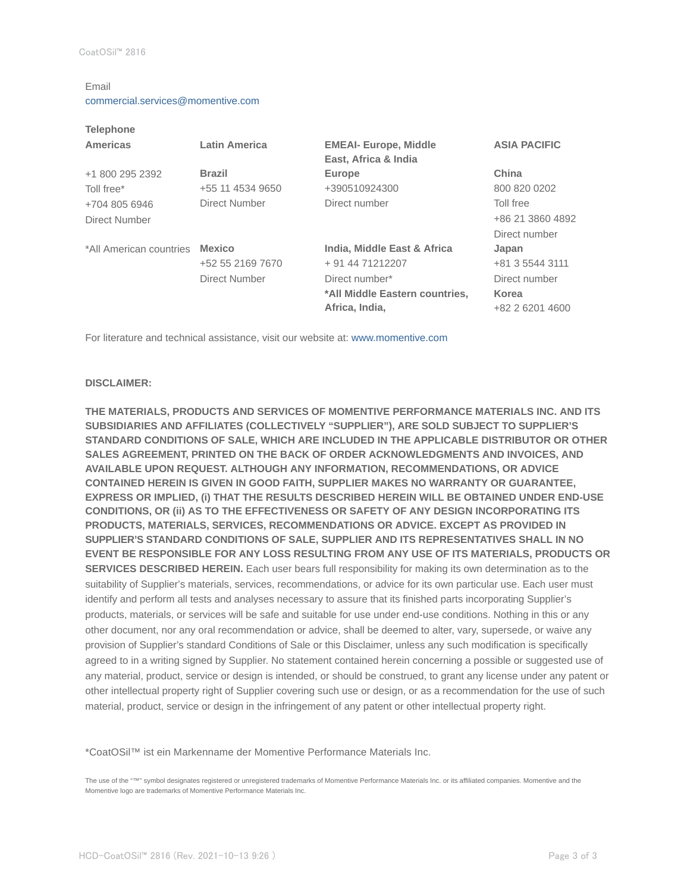Email
commercial.services@momentive.com

**Telephone**

| **Americas** | **Latin America** | **EMEAI- Europe, Middle East, Africa & India** | **ASIA PACIFIC** |
|---|---|---|---|
| +1 800 295 2392<br>Toll free*<br>+704 805 6946<br>Direct Number | **Brazil**<br>+55 11 4534 9650<br>Direct Number | **Europe**<br>+390510924300<br>Direct number | **China**<br>800 820 0202<br>Toll free<br>+86 21 3860 4892<br>Direct number |
| *All American countries | **Mexico**<br>+52 55 2169 7670<br>Direct Number | **India, Middle East & Africa**<br>+ 91 44 71212207<br>Direct number*<br>**\*All Middle Eastern countries, Africa, India,** | **Japan**<br>+81 3 5544 3111<br>Direct number<br>**Korea**<br>+82 2 6201 4600 |

For literature and technical assistance, visit our website at: www.momentive.com

**DISCLAIMER:**

**THE MATERIALS, PRODUCTS AND SERVICES OF MOMENTIVE PERFORMANCE MATERIALS INC. AND ITS SUBSIDIARIES AND AFFILIATES (COLLECTIVELY "SUPPLIER"), ARE SOLD SUBJECT TO SUPPLIER'S STANDARD CONDITIONS OF SALE, WHICH ARE INCLUDED IN THE APPLICABLE DISTRIBUTOR OR OTHER SALES AGREEMENT, PRINTED ON THE BACK OF ORDER ACKNOWLEDGMENTS AND INVOICES, AND AVAILABLE UPON REQUEST. ALTHOUGH ANY INFORMATION, RECOMMENDATIONS, OR ADVICE CONTAINED HEREIN IS GIVEN IN GOOD FAITH, SUPPLIER MAKES NO WARRANTY OR GUARANTEE, EXPRESS OR IMPLIED, (i) THAT THE RESULTS DESCRIBED HEREIN WILL BE OBTAINED UNDER END-USE CONDITIONS, OR (ii) AS TO THE EFFECTIVENESS OR SAFETY OF ANY DESIGN INCORPORATING ITS PRODUCTS, MATERIALS, SERVICES, RECOMMENDATIONS OR ADVICE. EXCEPT AS PROVIDED IN SUPPLIER'S STANDARD CONDITIONS OF SALE, SUPPLIER AND ITS REPRESENTATIVES SHALL IN NO EVENT BE RESPONSIBLE FOR ANY LOSS RESULTING FROM ANY USE OF ITS MATERIALS, PRODUCTS OR SERVICES DESCRIBED HEREIN.** Each user bears full responsibility for making its own determination as to the suitability of Supplier's materials, services, recommendations, or advice for its own particular use. Each user must identify and perform all tests and analyses necessary to assure that its finished parts incorporating Supplier's products, materials, or services will be safe and suitable for use under end-use conditions. Nothing in this or any other document, nor any oral recommendation or advice, shall be deemed to alter, vary, supersede, or waive any provision of Supplier's standard Conditions of Sale or this Disclaimer, unless any such modification is specifically agreed to in a writing signed by Supplier. No statement contained herein concerning a possible or suggested use of any material, product, service or design is intended, or should be construed, to grant any license under any patent or other intellectual property right of Supplier covering such use or design, or as a recommendation for the use of such material, product, service or design in the infringement of any patent or other intellectual property right.

*CoatOSil™ ist ein Markenname der Momentive Performance Materials Inc.

The use of the "™" symbol designates registered or unregistered trademarks of Momentive Performance Materials Inc. or its affiliated companies. Momentive and the Momentive logo are trademarks of Momentive Performance Materials Inc.